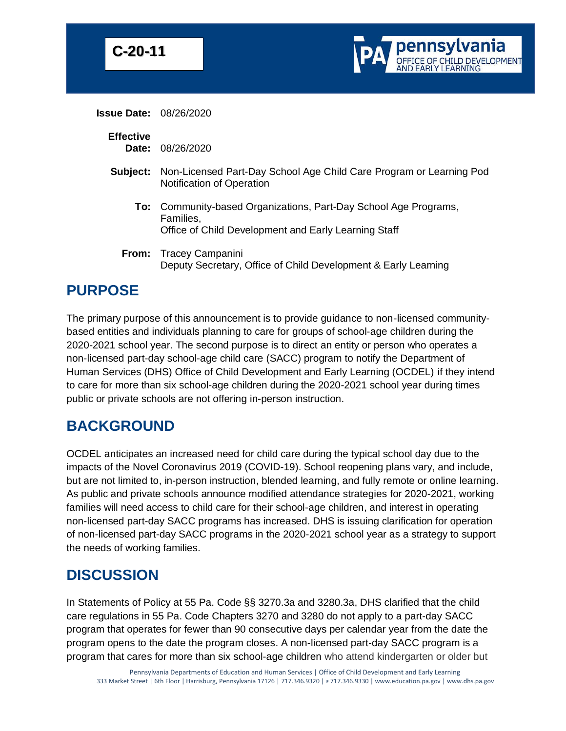**C-20-11**

pennsylvania
OFFICE OF CHILD DEVELOPMENT AND EARLY LEARNING

**Issue Date:** 08/26/2020

**Effective Date:** 08/26/2020

**Subject:** Non-Licensed Part-Day School Age Child Care Program or Learning Pod Notification of Operation

**To:** Community-based Organizations, Part-Day School Age Programs, Families, Office of Child Development and Early Learning Staff

**From:** Tracey Campanini
Deputy Secretary, Office of Child Development & Early Learning

## PURPOSE

The primary purpose of this announcement is to provide guidance to non-licensed community-based entities and individuals planning to care for groups of school-age children during the 2020-2021 school year. The second purpose is to direct an entity or person who operates a non-licensed part-day school-age child care (SACC) program to notify the Department of Human Services (DHS) Office of Child Development and Early Learning (OCDEL) if they intend to care for more than six school-age children during the 2020-2021 school year during times public or private schools are not offering in-person instruction.

## BACKGROUND

OCDEL anticipates an increased need for child care during the typical school day due to the impacts of the Novel Coronavirus 2019 (COVID-19). School reopening plans vary, and include, but are not limited to, in-person instruction, blended learning, and fully remote or online learning. As public and private schools announce modified attendance strategies for 2020-2021, working families will need access to child care for their school-age children, and interest in operating non-licensed part-day SACC programs has increased. DHS is issuing clarification for operation of non-licensed part-day SACC programs in the 2020-2021 school year as a strategy to support the needs of working families.

## DISCUSSION

In Statements of Policy at 55 Pa. Code §§ 3270.3a and 3280.3a, DHS clarified that the child care regulations in 55 Pa. Code Chapters 3270 and 3280 do not apply to a part-day SACC program that operates for fewer than 90 consecutive days per calendar year from the date the program opens to the date the program closes. A non-licensed part-day SACC program is a program that cares for more than six school-age children who attend kindergarten or older but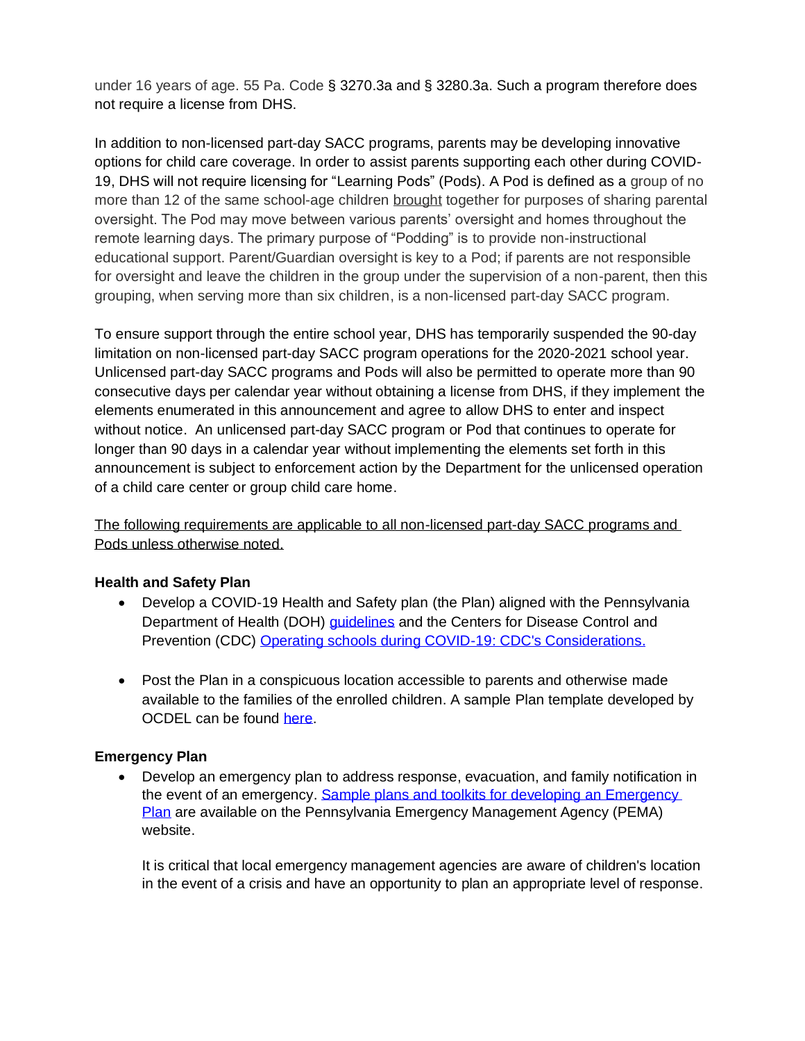under 16 years of age. 55 Pa. Code § 3270.3a and § 3280.3a. Such a program therefore does not require a license from DHS.

In addition to non-licensed part-day SACC programs, parents may be developing innovative options for child care coverage. In order to assist parents supporting each other during COVID-19, DHS will not require licensing for "Learning Pods" (Pods). A Pod is defined as a group of no more than 12 of the same school-age children brought together for purposes of sharing parental oversight. The Pod may move between various parents' oversight and homes throughout the remote learning days. The primary purpose of "Podding" is to provide non-instructional educational support. Parent/Guardian oversight is key to a Pod; if parents are not responsible for oversight and leave the children in the group under the supervision of a non-parent, then this grouping, when serving more than six children, is a non-licensed part-day SACC program.

To ensure support through the entire school year, DHS has temporarily suspended the 90-day limitation on non-licensed part-day SACC program operations for the 2020-2021 school year. Unlicensed part-day SACC programs and Pods will also be permitted to operate more than 90 consecutive days per calendar year without obtaining a license from DHS, if they implement the elements enumerated in this announcement and agree to allow DHS to enter and inspect without notice. An unlicensed part-day SACC program or Pod that continues to operate for longer than 90 days in a calendar year without implementing the elements set forth in this announcement is subject to enforcement action by the Department for the unlicensed operation of a child care center or group child care home.

<u>The following requirements are applicable to all non-licensed part-day SACC programs and Pods unless otherwise noted.</u>

**Health and Safety Plan**

- Develop a COVID-19 Health and Safety plan (the Plan) aligned with the Pennsylvania Department of Health (DOH) guidelines and the Centers for Disease Control and Prevention (CDC) Operating schools during COVID-19: CDC's Considerations.

- Post the Plan in a conspicuous location accessible to parents and otherwise made available to the families of the enrolled children. A sample Plan template developed by OCDEL can be found here.

**Emergency Plan**

- Develop an emergency plan to address response, evacuation, and family notification in the event of an emergency. Sample plans and toolkits for developing an Emergency Plan are available on the Pennsylvania Emergency Management Agency (PEMA) website.

  It is critical that local emergency management agencies are aware of children's location in the event of a crisis and have an opportunity to plan an appropriate level of response.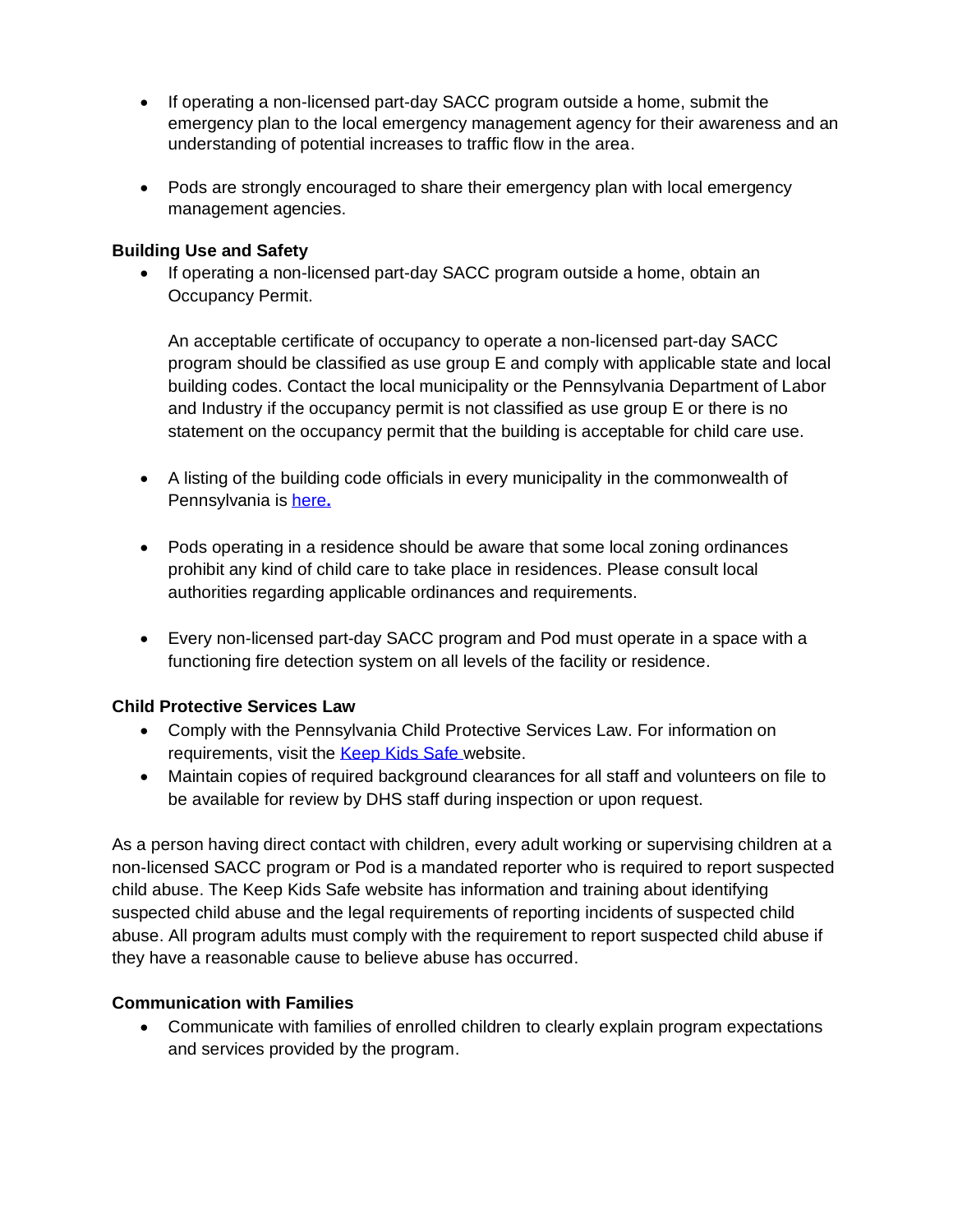- If operating a non-licensed part-day SACC program outside a home, submit the emergency plan to the local emergency management agency for their awareness and an understanding of potential increases to traffic flow in the area.

- Pods are strongly encouraged to share their emergency plan with local emergency management agencies.

**Building Use and Safety**

- If operating a non-licensed part-day SACC program outside a home, obtain an Occupancy Permit.

  An acceptable certificate of occupancy to operate a non-licensed part-day SACC program should be classified as use group E and comply with applicable state and local building codes. Contact the local municipality or the Pennsylvania Department of Labor and Industry if the occupancy permit is not classified as use group E or there is no statement on the occupancy permit that the building is acceptable for child care use.

- A listing of the building code officials in every municipality in the commonwealth of Pennsylvania is [here**.**]()

- Pods operating in a residence should be aware that some local zoning ordinances prohibit any kind of child care to take place in residences. Please consult local authorities regarding applicable ordinances and requirements.

- Every non-licensed part-day SACC program and Pod must operate in a space with a functioning fire detection system on all levels of the facility or residence.

**Child Protective Services Law**

- Comply with the Pennsylvania Child Protective Services Law. For information on requirements, visit the [Keep Kids Safe]() website.
- Maintain copies of required background clearances for all staff and volunteers on file to be available for review by DHS staff during inspection or upon request.

As a person having direct contact with children, every adult working or supervising children at a non-licensed SACC program or Pod is a mandated reporter who is required to report suspected child abuse. The Keep Kids Safe website has information and training about identifying suspected child abuse and the legal requirements of reporting incidents of suspected child abuse. All program adults must comply with the requirement to report suspected child abuse if they have a reasonable cause to believe abuse has occurred.

**Communication with Families**

- Communicate with families of enrolled children to clearly explain program expectations and services provided by the program.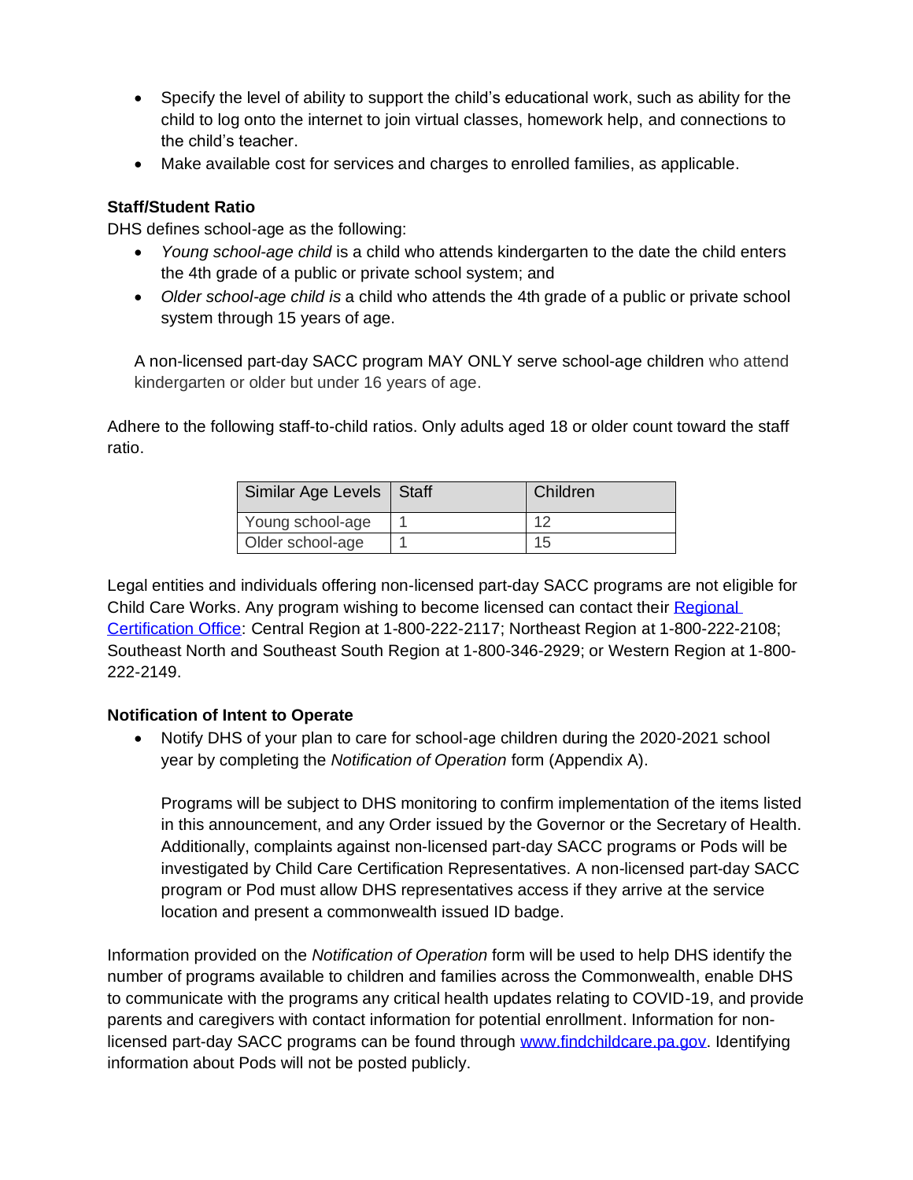- Specify the level of ability to support the child's educational work, such as ability for the child to log onto the internet to join virtual classes, homework help, and connections to the child's teacher.
- Make available cost for services and charges to enrolled families, as applicable.

**Staff/Student Ratio**

DHS defines school-age as the following:

- *Young school-age child* is a child who attends kindergarten to the date the child enters the 4th grade of a public or private school system; and
- *Older school-age child is* a child who attends the 4th grade of a public or private school system through 15 years of age.

A non-licensed part-day SACC program MAY ONLY serve school-age children who attend kindergarten or older but under 16 years of age.

Adhere to the following staff-to-child ratios. Only adults aged 18 or older count toward the staff ratio.

| Similar Age Levels | Staff | Children |
| --- | --- | --- |
| Young school-age | 1 | 12 |
| Older school-age | 1 | 15 |

Legal entities and individuals offering non-licensed part-day SACC programs are not eligible for Child Care Works. Any program wishing to become licensed can contact their Regional Certification Office: Central Region at 1-800-222-2117; Northeast Region at 1-800-222-2108; Southeast North and Southeast South Region at 1-800-346-2929; or Western Region at 1-800-222-2149.

**Notification of Intent to Operate**

- Notify DHS of your plan to care for school-age children during the 2020-2021 school year by completing the *Notification of Operation* form (Appendix A).

  Programs will be subject to DHS monitoring to confirm implementation of the items listed in this announcement, and any Order issued by the Governor or the Secretary of Health. Additionally, complaints against non-licensed part-day SACC programs or Pods will be investigated by Child Care Certification Representatives. A non-licensed part-day SACC program or Pod must allow DHS representatives access if they arrive at the service location and present a commonwealth issued ID badge.

Information provided on the *Notification of Operation* form will be used to help DHS identify the number of programs available to children and families across the Commonwealth, enable DHS to communicate with the programs any critical health updates relating to COVID-19, and provide parents and caregivers with contact information for potential enrollment. Information for non-licensed part-day SACC programs can be found through www.findchildcare.pa.gov. Identifying information about Pods will not be posted publicly.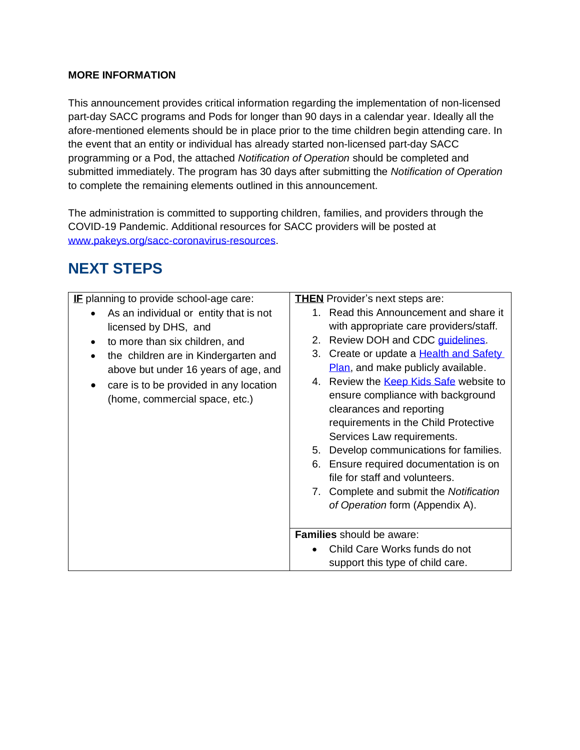**MORE INFORMATION**

This announcement provides critical information regarding the implementation of non-licensed part-day SACC programs and Pods for longer than 90 days in a calendar year. Ideally all the afore-mentioned elements should be in place prior to the time children begin attending care. In the event that an entity or individual has already started non-licensed part-day SACC programming or a Pod, the attached *Notification of Operation* should be completed and submitted immediately. The program has 30 days after submitting the *Notification of Operation* to complete the remaining elements outlined in this announcement.

The administration is committed to supporting children, families, and providers through the COVID-19 Pandemic. Additional resources for SACC providers will be posted at www.pakeys.org/sacc-coronavirus-resources.

## NEXT STEPS

| <u>**IF**</u> planning to provide school-age care: | <u>**THEN**</u> Provider's next steps are: |
| --- | --- |
| • As an individual or entity that is not licensed by DHS, and<br>• to more than six children, and<br>• the children are in Kindergarten and above but under 16 years of age, and<br>• care is to be provided in any location (home, commercial space, etc.) | 1. Read this Announcement and share it with appropriate care providers/staff.<br>2. Review DOH and CDC guidelines.<br>3. Create or update a Health and Safety Plan, and make publicly available.<br>4. Review the Keep Kids Safe website to ensure compliance with background clearances and reporting requirements in the Child Protective Services Law requirements.<br>5. Develop communications for families.<br>6. Ensure required documentation is on file for staff and volunteers.<br>7. Complete and submit the *Notification of Operation* form (Appendix A). |
| | **Families** should be aware:<br>• Child Care Works funds do not support this type of child care. |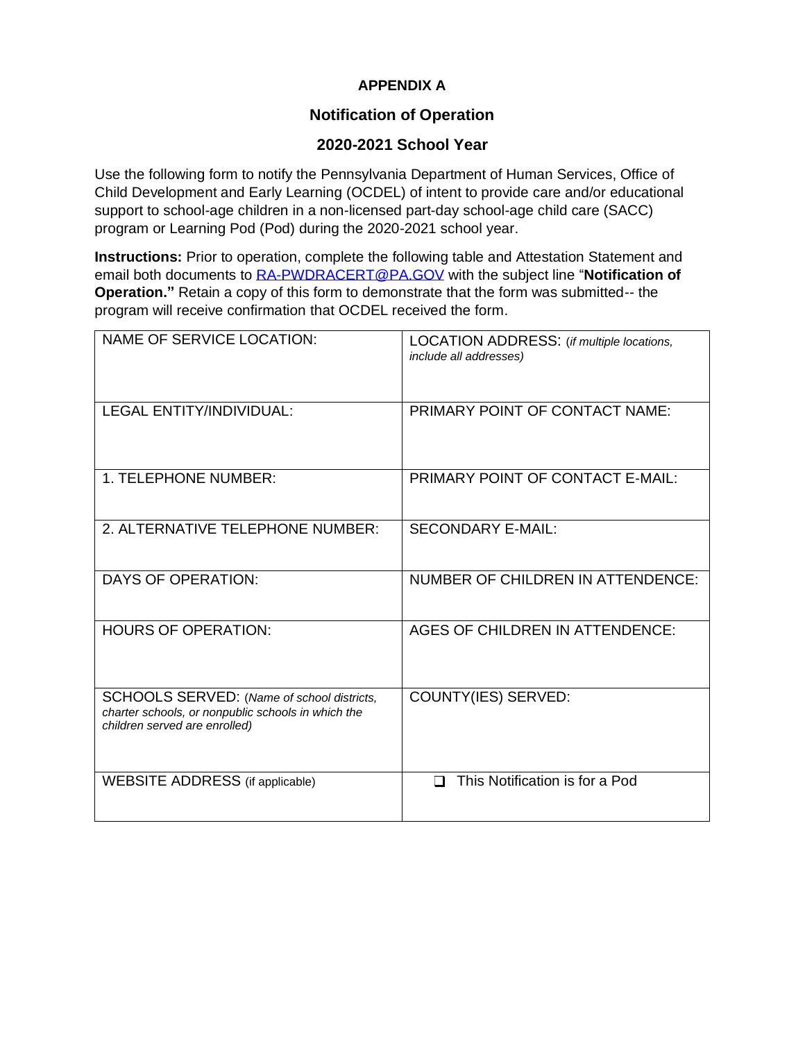**APPENDIX A**

## Notification of Operation

## 2020-2021 School Year

Use the following form to notify the Pennsylvania Department of Human Services, Office of Child Development and Early Learning (OCDEL) of intent to provide care and/or educational support to school-age children in a non-licensed part-day school-age child care (SACC) program or Learning Pod (Pod) during the 2020-2021 school year.

**Instructions:** Prior to operation, complete the following table and Attestation Statement and email both documents to RA-PWDRACERT@PA.GOV with the subject line "**Notification of Operation.**" Retain a copy of this form to demonstrate that the form was submitted-- the program will receive confirmation that OCDEL received the form.

| | |
|---|---|
| NAME OF SERVICE LOCATION: | LOCATION ADDRESS: (*if multiple locations, include all addresses)* |
| LEGAL ENTITY/INDIVIDUAL: | PRIMARY POINT OF CONTACT NAME: |
| 1. TELEPHONE NUMBER: | PRIMARY POINT OF CONTACT E-MAIL: |
| 2. ALTERNATIVE TELEPHONE NUMBER: | SECONDARY E-MAIL: |
| DAYS OF OPERATION: | NUMBER OF CHILDREN IN ATTENDENCE: |
| HOURS OF OPERATION: | AGES OF CHILDREN IN ATTENDENCE: |
| SCHOOLS SERVED: (*Name of school districts, charter schools, or nonpublic schools in which the children served are enrolled)* | COUNTY(IES) SERVED: |
| WEBSITE ADDRESS (if applicable) | ❑ This Notification is for a Pod |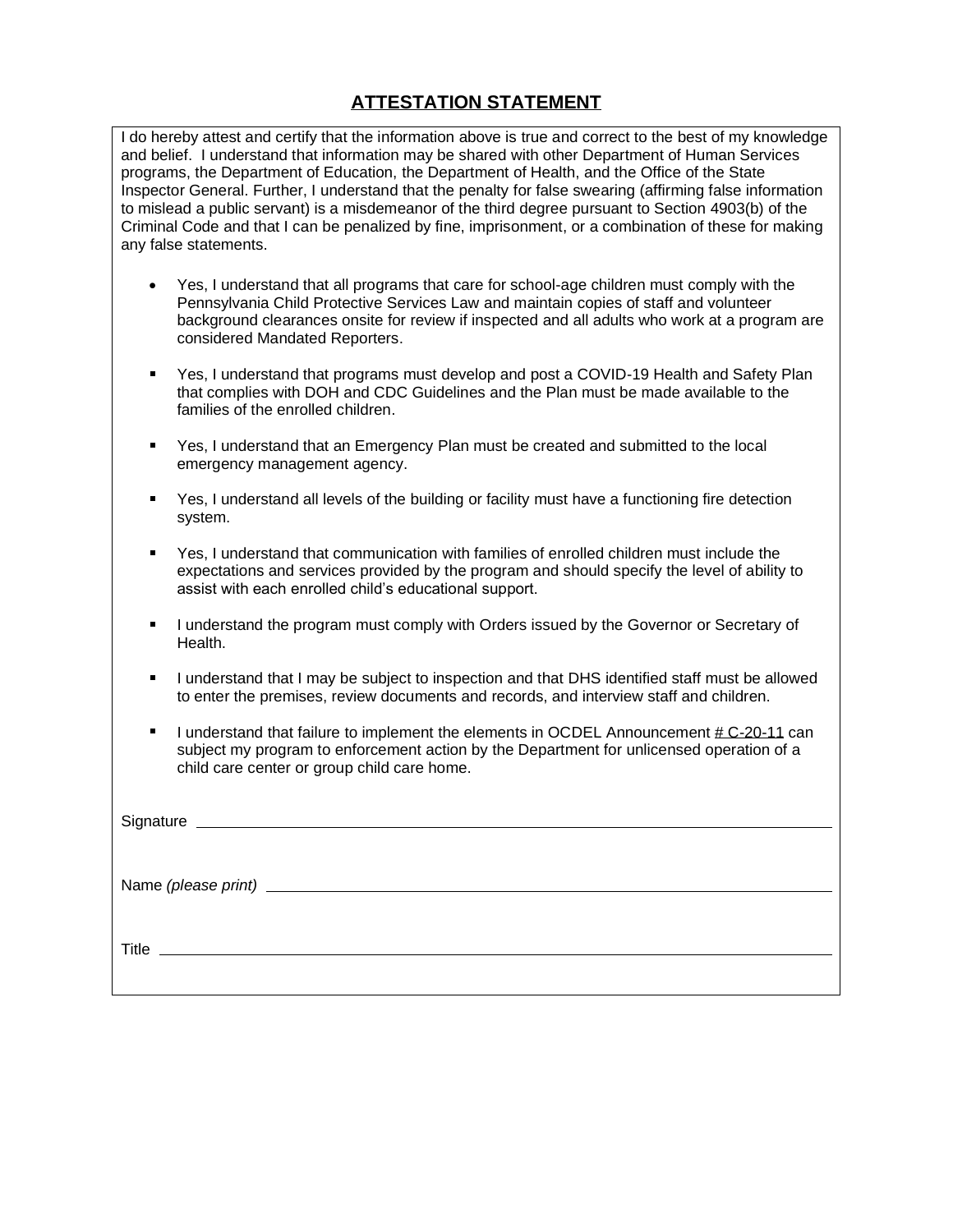## ATTESTATION STATEMENT

I do hereby attest and certify that the information above is true and correct to the best of my knowledge and belief. I understand that information may be shared with other Department of Human Services programs, the Department of Education, the Department of Health, and the Office of the State Inspector General. Further, I understand that the penalty for false swearing (affirming false information to mislead a public servant) is a misdemeanor of the third degree pursuant to Section 4903(b) of the Criminal Code and that I can be penalized by fine, imprisonment, or a combination of these for making any false statements.

- Yes, I understand that all programs that care for school-age children must comply with the Pennsylvania Child Protective Services Law and maintain copies of staff and volunteer background clearances onsite for review if inspected and all adults who work at a program are considered Mandated Reporters.
- Yes, I understand that programs must develop and post a COVID-19 Health and Safety Plan that complies with DOH and CDC Guidelines and the Plan must be made available to the families of the enrolled children.
- Yes, I understand that an Emergency Plan must be created and submitted to the local emergency management agency.
- Yes, I understand all levels of the building or facility must have a functioning fire detection system.
- Yes, I understand that communication with families of enrolled children must include the expectations and services provided by the program and should specify the level of ability to assist with each enrolled child's educational support.
- I understand the program must comply with Orders issued by the Governor or Secretary of Health.
- I understand that I may be subject to inspection and that DHS identified staff must be allowed to enter the premises, review documents and records, and interview staff and children.
- I understand that failure to implement the elements in OCDEL Announcement # C-20-11 can subject my program to enforcement action by the Department for unlicensed operation of a child care center or group child care home.

Signature ______________________________

Name *(please print)* ______________________________

Title ______________________________